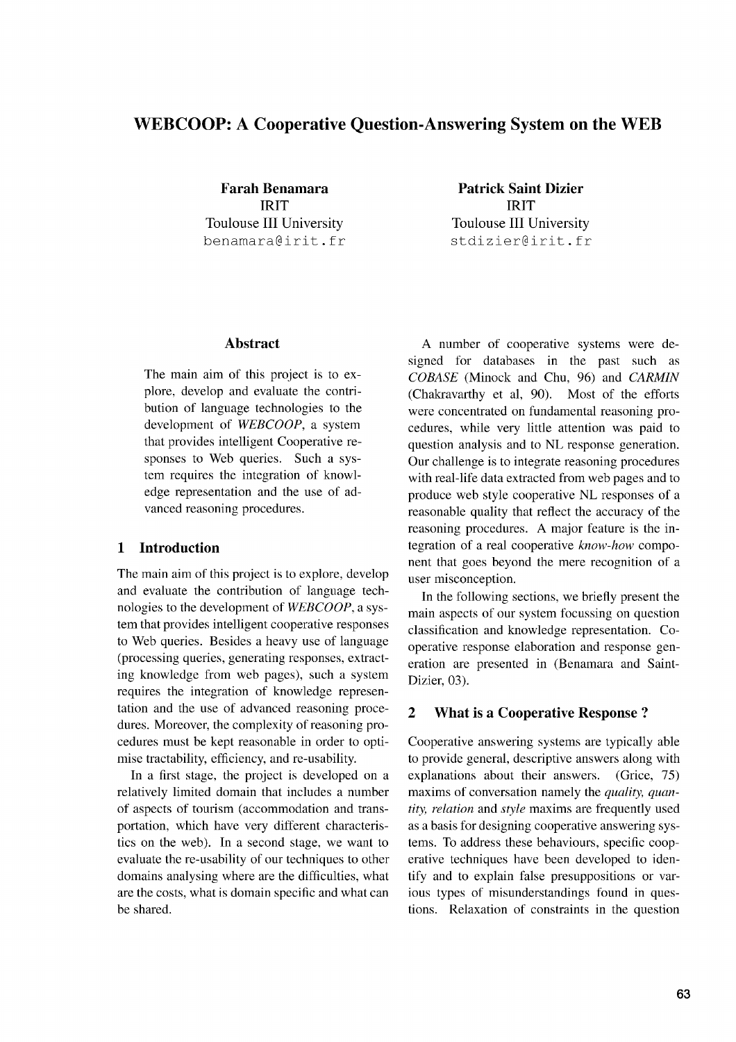# WEBCOOP: A Cooperative Question-Answering System on the WEB

**Farah Benamara**
IRIT
Toulouse III University
benamara@irit.fr

**Patrick Saint Dizier**
IRIT
Toulouse III University
stdizier@irit.fr

## Abstract

The main aim of this project is to explore, develop and evaluate the contribution of language technologies to the development of *WEBCOOP*, a system that provides intelligent Cooperative responses to Web queries. Such a system requires the integration of knowledge representation and the use of advanced reasoning procedures.

## 1 Introduction

The main aim of this project is to explore, develop and evaluate the contribution of language technologies to the development of *WEBCOOP*, a system that provides intelligent cooperative responses to Web queries. Besides a heavy use of language (processing queries, generating responses, extracting knowledge from web pages), such a system requires the integration of knowledge representation and the use of advanced reasoning procedures. Moreover, the complexity of reasoning procedures must be kept reasonable in order to optimise tractability, efficiency, and re-usability.

In a first stage, the project is developed on a relatively limited domain that includes a number of aspects of tourism (accommodation and transportation, which have very different characteristics on the web). In a second stage, we want to evaluate the re-usability of our techniques to other domains analysing where are the difficulties, what are the costs, what is domain specific and what can be shared.

A number of cooperative systems were designed for databases in the past such as *COBASE* (Minock and Chu, 96) and *CARMIN* (Chakravarthy et al, 90). Most of the efforts were concentrated on fundamental reasoning procedures, while very little attention was paid to question analysis and to NL response generation. Our challenge is to integrate reasoning procedures with real-life data extracted from web pages and to produce web style cooperative NL responses of a reasonable quality that reflect the accuracy of the reasoning procedures. A major feature is the integration of a real cooperative *know-how* component that goes beyond the mere recognition of a user misconception.

In the following sections, we briefly present the main aspects of our system focussing on question classification and knowledge representation. Cooperative response elaboration and response generation are presented in (Benamara and Saint-Dizier, 03).

## 2 What is a Cooperative Response ?

Cooperative answering systems are typically able to provide general, descriptive answers along with explanations about their answers. (Grice, 75) maxims of conversation namely the *quality, quantity, relation* and *style* maxims are frequently used as a basis for designing cooperative answering systems. To address these behaviours, specific cooperative techniques have been developed to identify and to explain false presuppositions or various types of misunderstandings found in questions. Relaxation of constraints in the question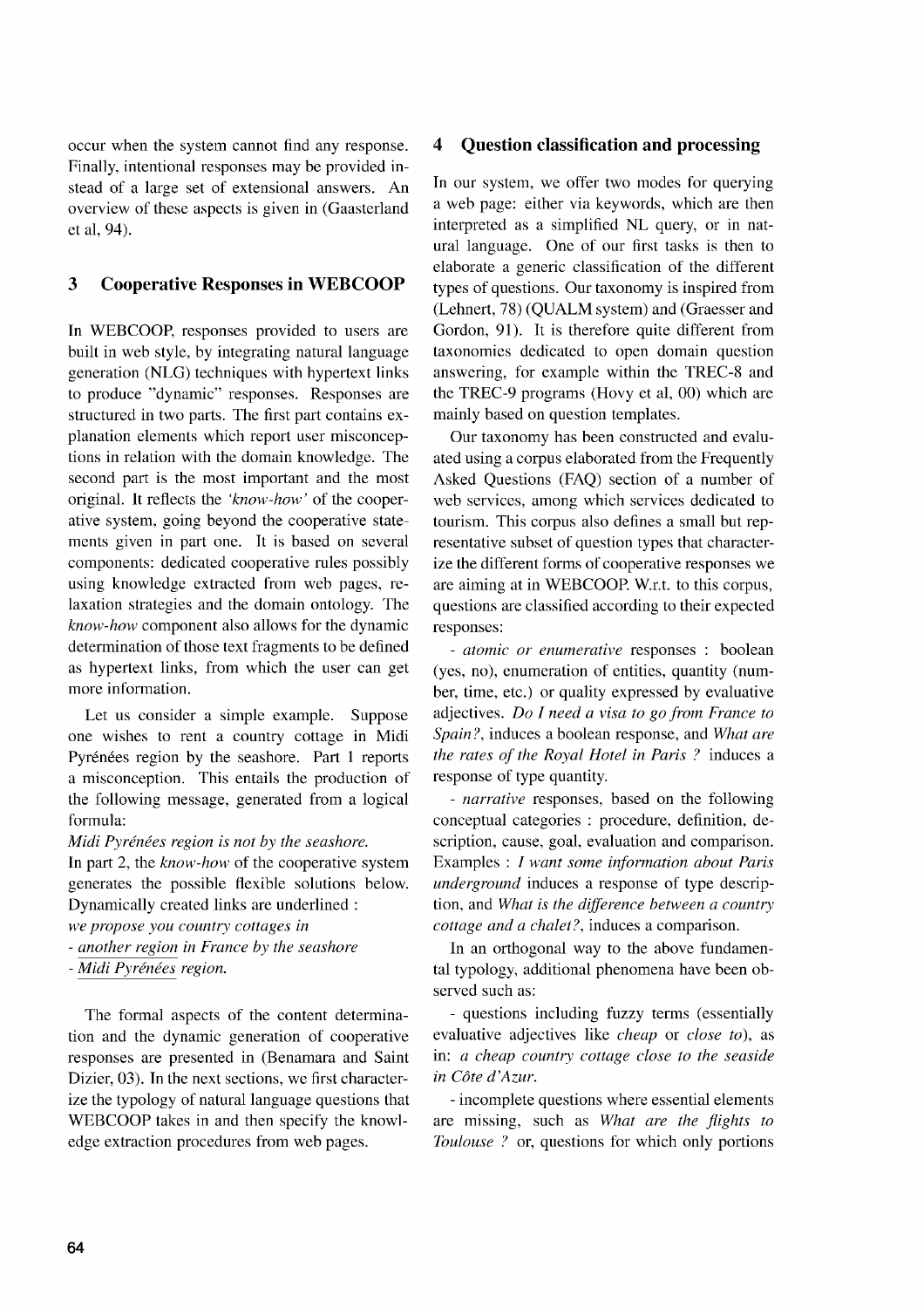occur when the system cannot find any response. Finally, intentional responses may be provided instead of a large set of extensional answers. An overview of these aspects is given in (Gaasterland et al, 94).

## 3 Cooperative Responses in WEBCOOP

In WEBCOOP, responses provided to users are built in web style, by integrating natural language generation (NLG) techniques with hypertext links to produce "dynamic" responses. Responses are structured in two parts. The first part contains explanation elements which report user misconceptions in relation with the domain knowledge. The second part is the most important and the most original. It reflects the *'know-how'* of the cooperative system, going beyond the cooperative statements given in part one. It is based on several components: dedicated cooperative rules possibly using knowledge extracted from web pages, relaxation strategies and the domain ontology. The *know-how* component also allows for the dynamic determination of those text fragments to be defined as hypertext links, from which the user can get more information.

Let us consider a simple example. Suppose one wishes to rent a country cottage in Midi Pyrénées region by the seashore. Part 1 reports a misconception. This entails the production of the following message, generated from a logical formula:

*Midi Pyrénées region is not by the seashore.*

In part 2, the *know-how* of the cooperative system generates the possible flexible solutions below. Dynamically created links are underlined :

*we propose you country cottages in*

*- another region in France by the seashore*

*- Midi Pyrénées region.*

The formal aspects of the content determination and the dynamic generation of cooperative responses are presented in (Benamara and Saint Dizier, 03). In the next sections, we first characterize the typology of natural language questions that WEBCOOP takes in and then specify the knowledge extraction procedures from web pages.

## 4 Question classification and processing

In our system, we offer two modes for querying a web page: either via keywords, which are then interpreted as a simplified NL query, or in natural language. One of our first tasks is then to elaborate a generic classification of the different types of questions. Our taxonomy is inspired from (Lehnert, 78) (QUALM system) and (Graesser and Gordon, 91). It is therefore quite different from taxonomies dedicated to open domain question answering, for example within the TREC-8 and the TREC-9 programs (Hovy et al, 00) which are mainly based on question templates.

Our taxonomy has been constructed and evaluated using a corpus elaborated from the Frequently Asked Questions (FAQ) section of a number of web services, among which services dedicated to tourism. This corpus also defines a small but representative subset of question types that characterize the different forms of cooperative responses we are aiming at in WEBCOOP. W.r.t. to this corpus, questions are classified according to their expected responses:

- *atomic or enumerative* responses : boolean (yes, no), enumeration of entities, quantity (number, time, etc.) or quality expressed by evaluative adjectives. *Do I need a visa to go from France to Spain?*, induces a boolean response, and *What are the rates of the Royal Hotel in Paris ?* induces a response of type quantity.

- *narrative* responses, based on the following conceptual categories : procedure, definition, description, cause, goal, evaluation and comparison. Examples : *I want some information about Paris underground* induces a response of type description, and *What is the difference between a country cottage and a chalet?*, induces a comparison.

In an orthogonal way to the above fundamental typology, additional phenomena have been observed such as:

- questions including fuzzy terms (essentially evaluative adjectives like *cheap* or *close to*), as in: *a cheap country cottage close to the seaside in Côte d'Azur.*

- incomplete questions where essential elements are missing, such as *What are the flights to Toulouse ?* or, questions for which only portions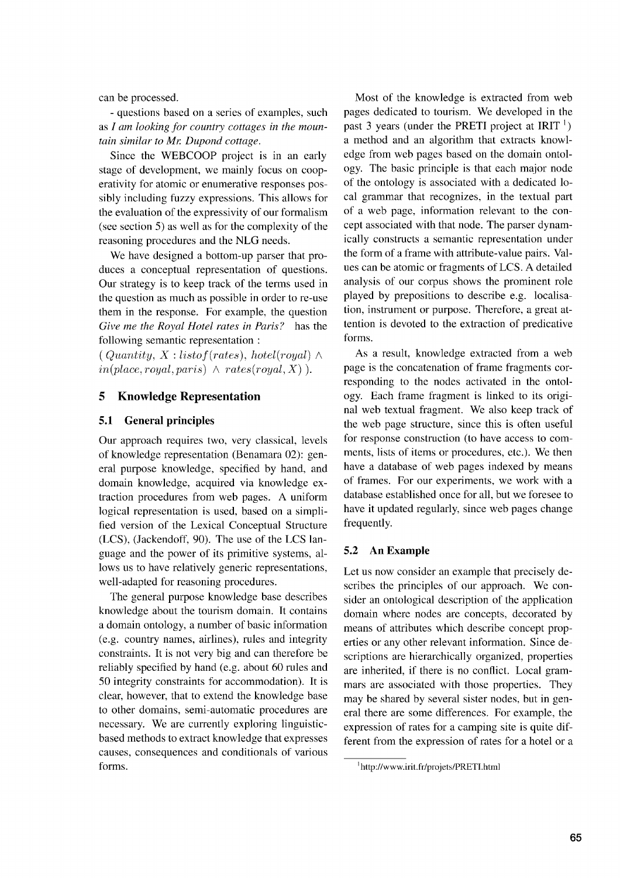can be processed.

- questions based on a series of examples, such as *I am looking for country cottages in the mountain similar to Mr. Dupond cottage.*

Since the WEBCOOP project is in an early stage of development, we mainly focus on cooperativity for atomic or enumerative responses possibly including fuzzy expressions. This allows for the evaluation of the expressivity of our formalism (see section 5) as well as for the complexity of the reasoning procedures and the NLG needs.

We have designed a bottom-up parser that produces a conceptual representation of questions. Our strategy is to keep track of the terms used in the question as much as possible in order to re-use them in the response. For example, the question *Give me the Royal Hotel rates in Paris?* has the following semantic representation :

( $Quantity,\ X : listof(rates),\ hotel(royal) \wedge in(place, royal, paris) \wedge rates(royal, X)$ ).

## 5 Knowledge Representation

### 5.1 General principles

Our approach requires two, very classical, levels of knowledge representation (Benamara 02): general purpose knowledge, specified by hand, and domain knowledge, acquired via knowledge extraction procedures from web pages. A uniform logical representation is used, based on a simplified version of the Lexical Conceptual Structure (LCS), (Jackendoff, 90). The use of the LCS language and the power of its primitive systems, allows us to have relatively generic representations, well-adapted for reasoning procedures.

The general purpose knowledge base describes knowledge about the tourism domain. It contains a domain ontology, a number of basic information (e.g. country names, airlines), rules and integrity constraints. It is not very big and can therefore be reliably specified by hand (e.g. about 60 rules and 50 integrity constraints for accommodation). It is clear, however, that to extend the knowledge base to other domains, semi-automatic procedures are necessary. We are currently exploring linguistic-based methods to extract knowledge that expresses causes, consequences and conditionals of various forms.

Most of the knowledge is extracted from web pages dedicated to tourism. We developed in the past 3 years (under the PRETI project at IRIT [1]) a method and an algorithm that extracts knowledge from web pages based on the domain ontology. The basic principle is that each major node of the ontology is associated with a dedicated local grammar that recognizes, in the textual part of a web page, information relevant to the concept associated with that node. The parser dynamically constructs a semantic representation under the form of a frame with attribute-value pairs. Values can be atomic or fragments of LCS. A detailed analysis of our corpus shows the prominent role played by prepositions to describe e.g. localisation, instrument or purpose. Therefore, a great attention is devoted to the extraction of predicative forms.

As a result, knowledge extracted from a web page is the concatenation of frame fragments corresponding to the nodes activated in the ontology. Each frame fragment is linked to its original web textual fragment. We also keep track of the web page structure, since this is often useful for response construction (to have access to comments, lists of items or procedures, etc.). We then have a database of web pages indexed by means of frames. For our experiments, we work with a database established once for all, but we foresee to have it updated regularly, since web pages change frequently.

### 5.2 An Example

Let us now consider an example that precisely describes the principles of our approach. We consider an ontological description of the application domain where nodes are concepts, decorated by means of attributes which describe concept properties or any other relevant information. Since descriptions are hierarchically organized, properties are inherited, if there is no conflict. Local grammars are associated with those properties. They may be shared by several sister nodes, but in general there are some differences. For example, the expression of rates for a camping site is quite different from the expression of rates for a hotel or a

[1] http://www.irit.fr/projets/PRETI.html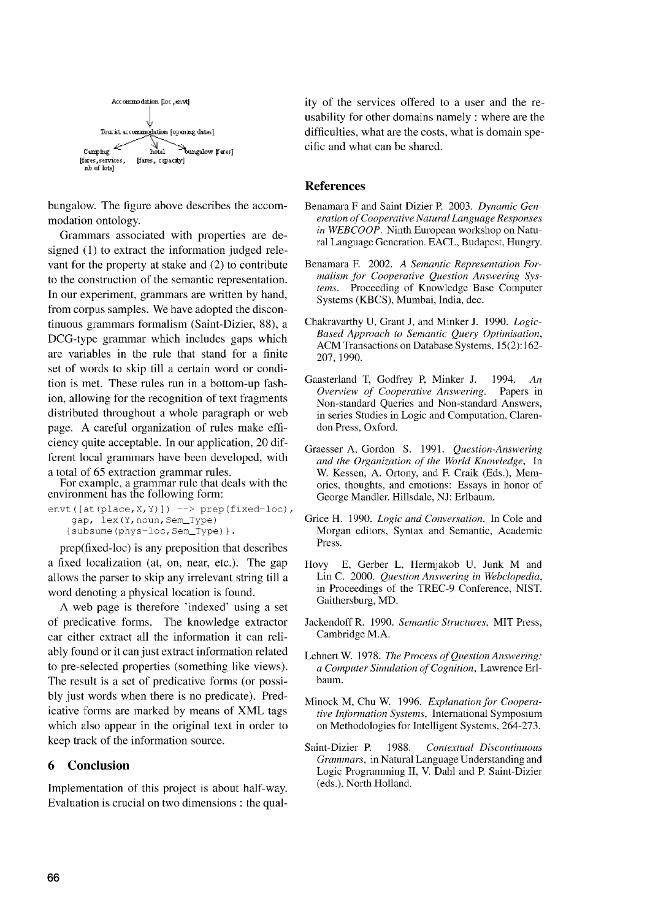Accommodation [loc, envt]

Tourist accommodation [opening dates]

Camping [fares, services, nb of lots]

hotel [fares, capacity]

bungalow [fares]

bungalow. The figure above describes the accommodation ontology.

Grammars associated with properties are designed (1) to extract the information judged relevant for the property at stake and (2) to contribute to the construction of the semantic representation. In our experiment, grammars are written by hand, from corpus samples. We have adopted the discontinuous grammars formalism (Saint-Dizier, 88), a DCG-type grammar which includes gaps which are variables in the rule that stand for a finite set of words to skip till a certain word or condition is met. These rules run in a bottom-up fashion, allowing for the recognition of text fragments distributed throughout a whole paragraph or web page. A careful organization of rules make efficiency quite acceptable. In our application, 20 different local grammars have been developed, with a total of 65 extraction grammar rules.

For example, a grammar rule that deals with the environment has the following form:

```
envt([at(place,X,Y)]) --> prep(fixed-loc),
    gap, lex(Y,noun,Sem_Type)
    {subsume(phys-loc,Sem_Type)}.
```

prep(fixed-loc) is any preposition that describes a fixed localization (at, on, near, etc.). The gap allows the parser to skip any irrelevant string till a word denoting a physical location is found.

A web page is therefore 'indexed' using a set of predicative forms. The knowledge extractor car either extract all the information it can reliably found or it can just extract information related to pre-selected properties (something like views). The result is a set of predicative forms (or possibly just words when there is no predicate). Predicative forms are marked by means of XML tags which also appear in the original text in order to keep track of the information source.

## 6 Conclusion

Implementation of this project is about half-way. Evaluation is crucial on two dimensions : the quality of the services offered to a user and the reusability for other domains namely : where are the difficulties, what are the costs, what is domain specific and what can be shared.

## References

Benamara F and Saint Dizier P. 2003. *Dynamic Generation of Cooperative Natural Language Responses in WEBCOOP*. Ninth European workshop on Natural Language Generation. EACL, Budapest, Hungry.

Benamara F. 2002. *A Semantic Representation Formalism for Cooperative Question Answering Systems*. Proceeding of Knowledge Base Computer Systems (KBCS), Mumbai, India, dec.

Chakravarthy U, Grant J, and Minker J. 1990. *Logic-Based Approach to Semantic Query Optimisation*, ACM Transactions on Database Systems, 15(2):162-207, 1990.

Gaasterland T, Godfrey P, Minker J. 1994. *An Overview of Cooperative Answering*. Papers in Non-standard Queries and Non-standard Answers, in series Studies in Logic and Computation, Clarendon Press, Oxford.

Graesser A, Gordon S. 1991. *Question-Answering and the Organization of the World Knowledge*, In W. Kessen, A. Ortony, and F. Craik (Eds.), Memories, thoughts, and emotions: Essays in honor of George Mandler. Hillsdale, NJ: Erlbaum.

Grice H. 1990. *Logic and Conversation*, In Cole and Morgan editors, Syntax and Semantic, Academic Press.

Hovy E, Gerber L, Hermjakob U, Junk M and Lin C. 2000. *Question Answering in Webclopedia*, in Proceedings of the TREC-9 Conference, NIST. Gaithersburg, MD.

Jackendoff R. 1990. *Semantic Structures*, MIT Press, Cambridge M.A.

Lehnert W. 1978. *The Process of Question Answering: a Computer Simulation of Cognition*, Lawrence Erlbaum.

Minock M, Chu W. 1996. *Explanation for Cooperative Information Systems*, International Symposium on Methodologies for Intelligent Systems, 264-273.

Saint-Dizier P. 1988. *Contextual Discontinuous Grammars*, in Natural Language Understanding and Logic Programming II, V. Dahl and P. Saint-Dizier (eds.), North Holland.